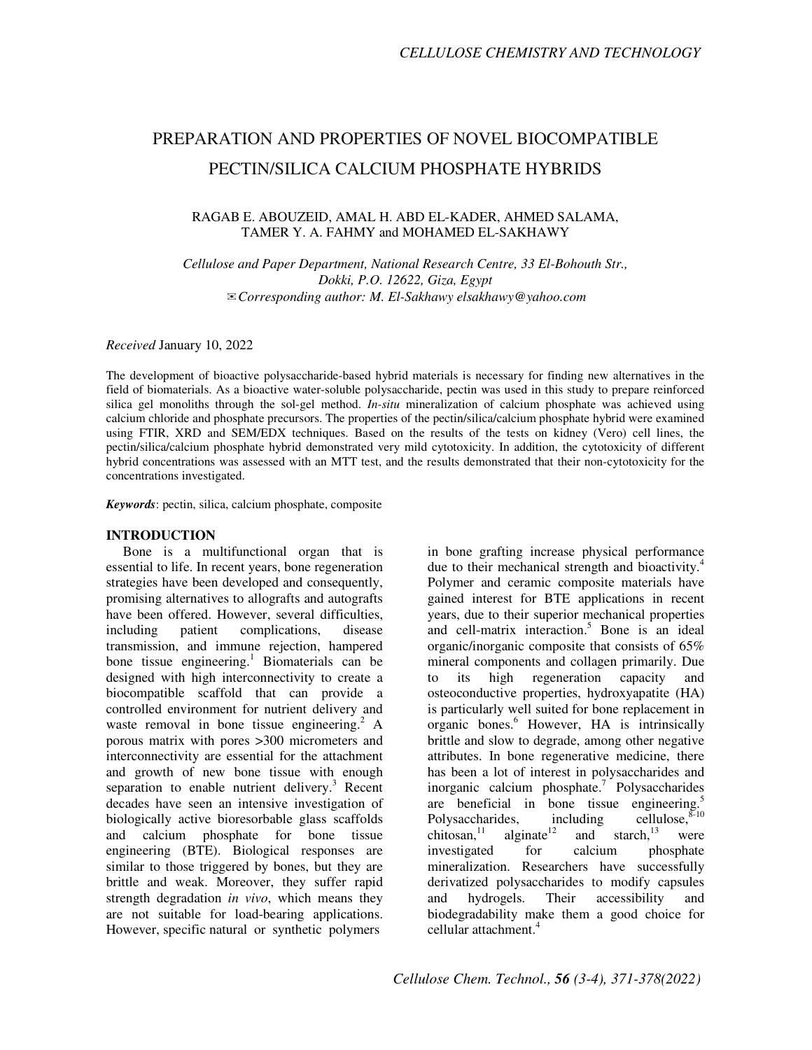# PREPARATION AND PROPERTIES OF NOVEL BIOCOMPATIBLE PECTIN/SILICA CALCIUM PHOSPHATE HYBRIDS

RAGAB E. ABOUZEID, AMAL H. ABD EL-KADER, AHMED SALAMA, TAMER Y. A. FAHMY and MOHAMED EL-SAKHAWY

*Cellulose and Paper Department, National Research Centre, 33 El-Bohouth Str., Dokki, P.O. 12622, Giza, Egypt*
*✉Corresponding author: M. El-Sakhawy elsakhawy@yahoo.com*

*Received* January 10, 2022

The development of bioactive polysaccharide-based hybrid materials is necessary for finding new alternatives in the field of biomaterials. As a bioactive water-soluble polysaccharide, pectin was used in this study to prepare reinforced silica gel monoliths through the sol-gel method. *In-situ* mineralization of calcium phosphate was achieved using calcium chloride and phosphate precursors. The properties of the pectin/silica/calcium phosphate hybrid were examined using FTIR, XRD and SEM/EDX techniques. Based on the results of the tests on kidney (Vero) cell lines, the pectin/silica/calcium phosphate hybrid demonstrated very mild cytotoxicity. In addition, the cytotoxicity of different hybrid concentrations was assessed with an MTT test, and the results demonstrated that their non-cytotoxicity for the concentrations investigated.

***Keywords***: pectin, silica, calcium phosphate, composite

## INTRODUCTION

Bone is a multifunctional organ that is essential to life. In recent years, bone regeneration strategies have been developed and consequently, promising alternatives to allografts and autografts have been offered. However, several difficulties, including patient complications, disease transmission, and immune rejection, hampered bone tissue engineering.[1] Biomaterials can be designed with high interconnectivity to create a biocompatible scaffold that can provide a controlled environment for nutrient delivery and waste removal in bone tissue engineering.[2] A porous matrix with pores >300 micrometers and interconnectivity are essential for the attachment and growth of new bone tissue with enough separation to enable nutrient delivery.[3] Recent decades have seen an intensive investigation of biologically active bioresorbable glass scaffolds and calcium phosphate for bone tissue engineering (BTE). Biological responses are similar to those triggered by bones, but they are brittle and weak. Moreover, they suffer rapid strength degradation *in vivo*, which means they are not suitable for load-bearing applications. However, specific natural or synthetic polymers in bone grafting increase physical performance due to their mechanical strength and bioactivity.[4] Polymer and ceramic composite materials have gained interest for BTE applications in recent years, due to their superior mechanical properties and cell-matrix interaction.[5] Bone is an ideal organic/inorganic composite that consists of 65% mineral components and collagen primarily. Due to its high regeneration capacity and osteoconductive properties, hydroxyapatite (HA) is particularly well suited for bone replacement in organic bones.[6] However, HA is intrinsically brittle and slow to degrade, among other negative attributes. In bone regenerative medicine, there has been a lot of interest in polysaccharides and inorganic calcium phosphate.[7] Polysaccharides are beneficial in bone tissue engineering.[5] Polysaccharides, including cellulose,[8-10] chitosan,[11] alginate[12] and starch,[13] were investigated for calcium phosphate mineralization. Researchers have successfully derivatized polysaccharides to modify capsules and hydrogels. Their accessibility and biodegradability make them a good choice for cellular attachment.[4]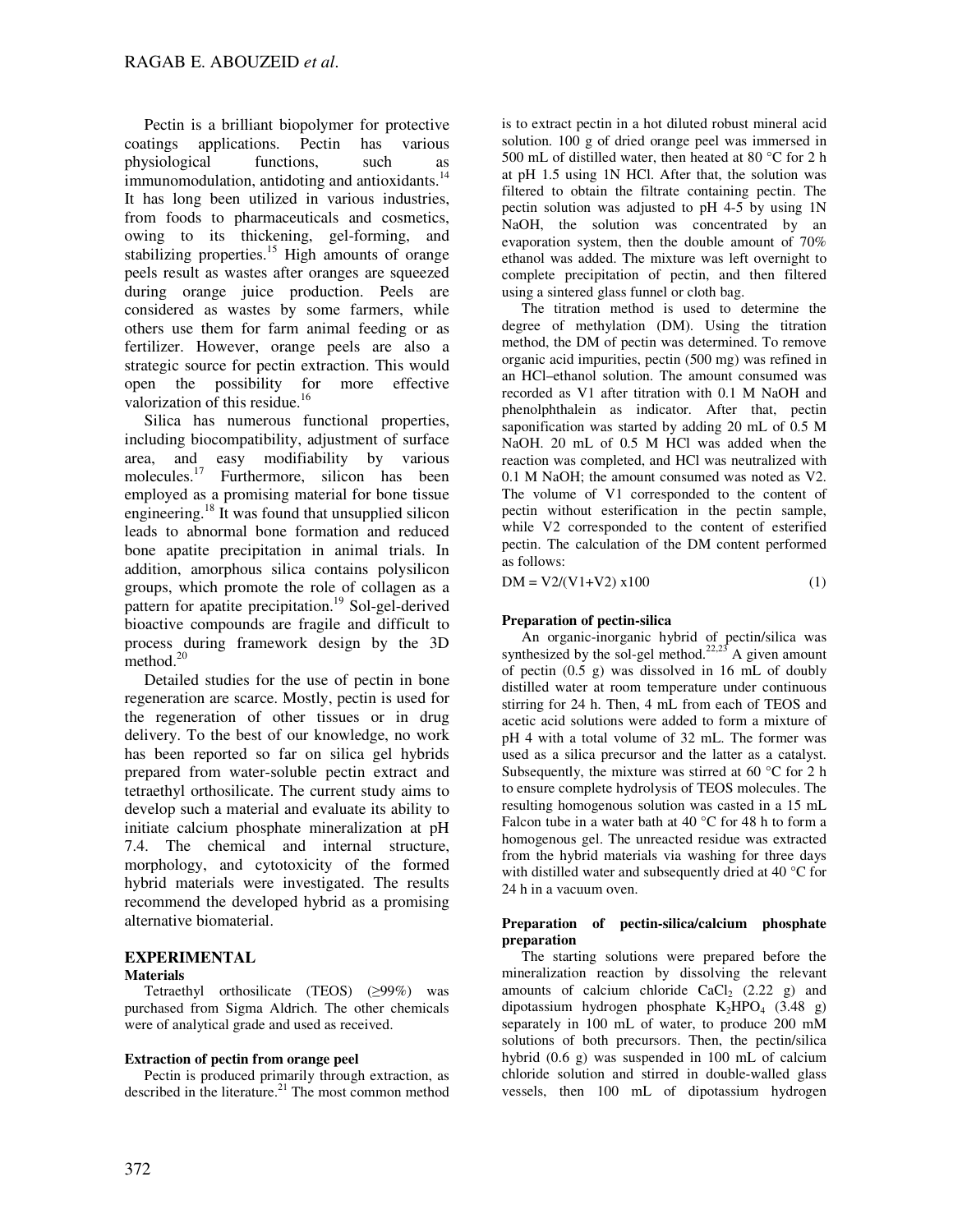Pectin is a brilliant biopolymer for protective coatings applications. Pectin has various physiological functions, such as immunomodulation, antidoting and antioxidants.[14] It has long been utilized in various industries, from foods to pharmaceuticals and cosmetics, owing to its thickening, gel-forming, and stabilizing properties.[15] High amounts of orange peels result as wastes after oranges are squeezed during orange juice production. Peels are considered as wastes by some farmers, while others use them for farm animal feeding or as fertilizer. However, orange peels are also a strategic source for pectin extraction. This would open the possibility for more effective valorization of this residue.[16]

Silica has numerous functional properties, including biocompatibility, adjustment of surface area, and easy modifiability by various molecules.[17] Furthermore, silicon has been employed as a promising material for bone tissue engineering.[18] It was found that unsupplied silicon leads to abnormal bone formation and reduced bone apatite precipitation in animal trials. In addition, amorphous silica contains polysilicon groups, which promote the role of collagen as a pattern for apatite precipitation.[19] Sol-gel-derived bioactive compounds are fragile and difficult to process during framework design by the 3D method.[20]

Detailed studies for the use of pectin in bone regeneration are scarce. Mostly, pectin is used for the regeneration of other tissues or in drug delivery. To the best of our knowledge, no work has been reported so far on silica gel hybrids prepared from water-soluble pectin extract and tetraethyl orthosilicate. The current study aims to develop such a material and evaluate its ability to initiate calcium phosphate mineralization at pH 7.4. The chemical and internal structure, morphology, and cytotoxicity of the formed hybrid materials were investigated. The results recommend the developed hybrid as a promising alternative biomaterial.

## EXPERIMENTAL

### Materials

Tetraethyl orthosilicate (TEOS) (≥99%) was purchased from Sigma Aldrich. The other chemicals were of analytical grade and used as received.

### Extraction of pectin from orange peel

Pectin is produced primarily through extraction, as described in the literature.[21] The most common method is to extract pectin in a hot diluted robust mineral acid solution. 100 g of dried orange peel was immersed in 500 mL of distilled water, then heated at 80 °C for 2 h at pH 1.5 using 1N HCl. After that, the solution was filtered to obtain the filtrate containing pectin. The pectin solution was adjusted to pH 4-5 by using 1N NaOH, the solution was concentrated by an evaporation system, then the double amount of 70% ethanol was added. The mixture was left overnight to complete precipitation of pectin, and then filtered using a sintered glass funnel or cloth bag.

The titration method is used to determine the degree of methylation (DM). Using the titration method, the DM of pectin was determined. To remove organic acid impurities, pectin (500 mg) was refined in an HCl–ethanol solution. The amount consumed was recorded as V1 after titration with 0.1 M NaOH and phenolphthalein as indicator. After that, pectin saponification was started by adding 20 mL of 0.5 M NaOH. 20 mL of 0.5 M HCl was added when the reaction was completed, and HCl was neutralized with 0.1 M NaOH; the amount consumed was noted as V2. The volume of V1 corresponded to the content of pectin without esterification in the pectin sample, while V2 corresponded to the content of esterified pectin. The calculation of the DM content performed as follows:

$$DM = V2/(V1+V2) \times 100 \quad (1)$$

### Preparation of pectin-silica

An organic-inorganic hybrid of pectin/silica was synthesized by the sol-gel method.[22,23] A given amount of pectin (0.5 g) was dissolved in 16 mL of doubly distilled water at room temperature under continuous stirring for 24 h. Then, 4 mL from each of TEOS and acetic acid solutions were added to form a mixture of pH 4 with a total volume of 32 mL. The former was used as a silica precursor and the latter as a catalyst. Subsequently, the mixture was stirred at 60 °C for 2 h to ensure complete hydrolysis of TEOS molecules. The resulting homogenous solution was casted in a 15 mL Falcon tube in a water bath at 40 °C for 48 h to form a homogenous gel. The unreacted residue was extracted from the hybrid materials via washing for three days with distilled water and subsequently dried at 40 °C for 24 h in a vacuum oven.

### Preparation of pectin-silica/calcium phosphate preparation

The starting solutions were prepared before the mineralization reaction by dissolving the relevant amounts of calcium chloride $CaCl_2$ (2.22 g) and dipotassium hydrogen phosphate $K_2HPO_4$ (3.48 g) separately in 100 mL of water, to produce 200 mM solutions of both precursors. Then, the pectin/silica hybrid (0.6 g) was suspended in 100 mL of calcium chloride solution and stirred in double-walled glass vessels, then 100 mL of dipotassium hydrogen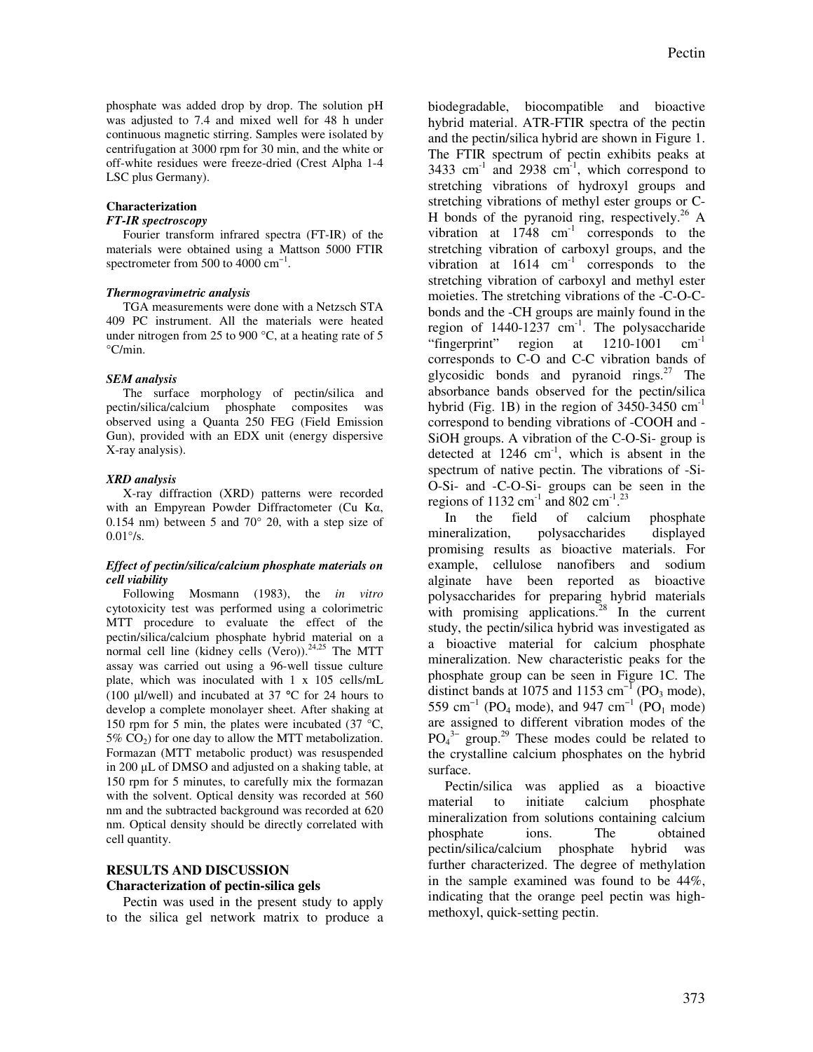phosphate was added drop by drop. The solution pH was adjusted to 7.4 and mixed well for 48 h under continuous magnetic stirring. Samples were isolated by centrifugation at 3000 rpm for 30 min, and the white or off-white residues were freeze-dried (Crest Alpha 1-4 LSC plus Germany).

### Characterization

#### *FT-IR spectroscopy*

Fourier transform infrared spectra (FT-IR) of the materials were obtained using a Mattson 5000 FTIR spectrometer from 500 to 4000 $cm^{-1}$.

#### *Thermogravimetric analysis*

TGA measurements were done with a Netzsch STA 409 PC instrument. All the materials were heated under nitrogen from 25 to 900 °C, at a heating rate of 5 °C/min.

#### *SEM analysis*

The surface morphology of pectin/silica and pectin/silica/calcium phosphate composites was observed using a Quanta 250 FEG (Field Emission Gun), provided with an EDX unit (energy dispersive X-ray analysis).

#### *XRD analysis*

X-ray diffraction (XRD) patterns were recorded with an Empyrean Powder Diffractometer (Cu Kα, 0.154 nm) between 5 and 70° 2θ, with a step size of 0.01°/s.

#### *Effect of pectin/silica/calcium phosphate materials on cell viability*

Following Mosmann (1983), the *in vitro* cytotoxicity test was performed using a colorimetric MTT procedure to evaluate the effect of the pectin/silica/calcium phosphate hybrid material on a normal cell line (kidney cells (Vero)).[24,25] The MTT assay was carried out using a 96-well tissue culture plate, which was inoculated with 1 x 105 cells/mL (100 µl/well) and incubated at 37 °C for 24 hours to develop a complete monolayer sheet. After shaking at 150 rpm for 5 min, the plates were incubated (37 °C, 5% $CO_2$) for one day to allow the MTT metabolization. Formazan (MTT metabolic product) was resuspended in 200 µL of DMSO and adjusted on a shaking table, at 150 rpm for 5 minutes, to carefully mix the formazan with the solvent. Optical density was recorded at 560 nm and the subtracted background was recorded at 620 nm. Optical density should be directly correlated with cell quantity.

## RESULTS AND DISCUSSION

### Characterization of pectin-silica gels

Pectin was used in the present study to apply to the silica gel network matrix to produce a biodegradable, biocompatible and bioactive hybrid material. ATR-FTIR spectra of the pectin and the pectin/silica hybrid are shown in Figure 1. The FTIR spectrum of pectin exhibits peaks at 3433 $cm^{-1}$ and 2938 $cm^{-1}$, which correspond to stretching vibrations of hydroxyl groups and stretching vibrations of methyl ester groups or C-H bonds of the pyranoid ring, respectively.[26] A vibration at 1748 $cm^{-1}$ corresponds to the stretching vibration of carboxyl groups, and the vibration at 1614 $cm^{-1}$ corresponds to the stretching vibration of carboxyl and methyl ester moieties. The stretching vibrations of the -C-O-C- bonds and the -CH groups are mainly found in the region of 1440-1237 $cm^{-1}$. The polysaccharide "fingerprint" region at 1210-1001 $cm^{-1}$ corresponds to C-O and C-C vibration bands of glycosidic bonds and pyranoid rings.[27] The absorbance bands observed for the pectin/silica hybrid (Fig. 1B) in the region of 3450-3450 $cm^{-1}$ correspond to bending vibrations of -COOH and -SiOH groups. A vibration of the C-O-Si- group is detected at 1246 $cm^{-1}$, which is absent in the spectrum of native pectin. The vibrations of -Si-O-Si- and -C-O-Si- groups can be seen in the regions of 1132 $cm^{-1}$ and 802 $cm^{-1}$.[23]

In the field of calcium phosphate mineralization, polysaccharides displayed promising results as bioactive materials. For example, cellulose nanofibers and sodium alginate have been reported as bioactive polysaccharides for preparing hybrid materials with promising applications.[28] In the current study, the pectin/silica hybrid was investigated as a bioactive material for calcium phosphate mineralization. New characteristic peaks for the phosphate group can be seen in Figure 1C. The distinct bands at 1075 and 1153 $cm^{-1}$ ($PO_3$ mode), 559 $cm^{-1}$ ($PO_4$ mode), and 947 $cm^{-1}$ ($PO_1$ mode) are assigned to different vibration modes of the $PO_4^{3-}$ group.[29] These modes could be related to the crystalline calcium phosphates on the hybrid surface.

Pectin/silica was applied as a bioactive material to initiate calcium phosphate mineralization from solutions containing calcium phosphate ions. The obtained pectin/silica/calcium phosphate hybrid was further characterized. The degree of methylation in the sample examined was found to be 44%, indicating that the orange peel pectin was high-methoxyl, quick-setting pectin.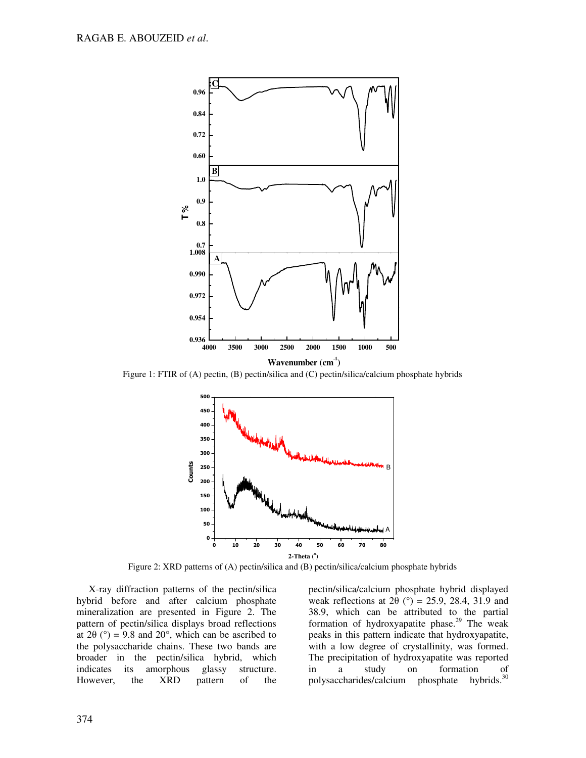Figure 1: FTIR of (A) pectin, (B) pectin/silica and (C) pectin/silica/calcium phosphate hybrids

Figure 2: XRD patterns of (A) pectin/silica and (B) pectin/silica/calcium phosphate hybrids

X-ray diffraction patterns of the pectin/silica hybrid before and after calcium phosphate mineralization are presented in Figure 2. The pattern of pectin/silica displays broad reflections at 2θ (°) = 9.8 and 20°, which can be ascribed to the polysaccharide chains. These two bands are broader in the pectin/silica hybrid, which indicates its amorphous glassy structure. However, the XRD pattern of the pectin/silica/calcium phosphate hybrid displayed weak reflections at 2θ (°) = 25.9, 28.4, 31.9 and 38.9, which can be attributed to the partial formation of hydroxyapatite phase.[29] The weak peaks in this pattern indicate that hydroxyapatite, with a low degree of crystallinity, was formed. The precipitation of hydroxyapatite was reported in a study on formation of polysaccharides/calcium phosphate hybrids.[30]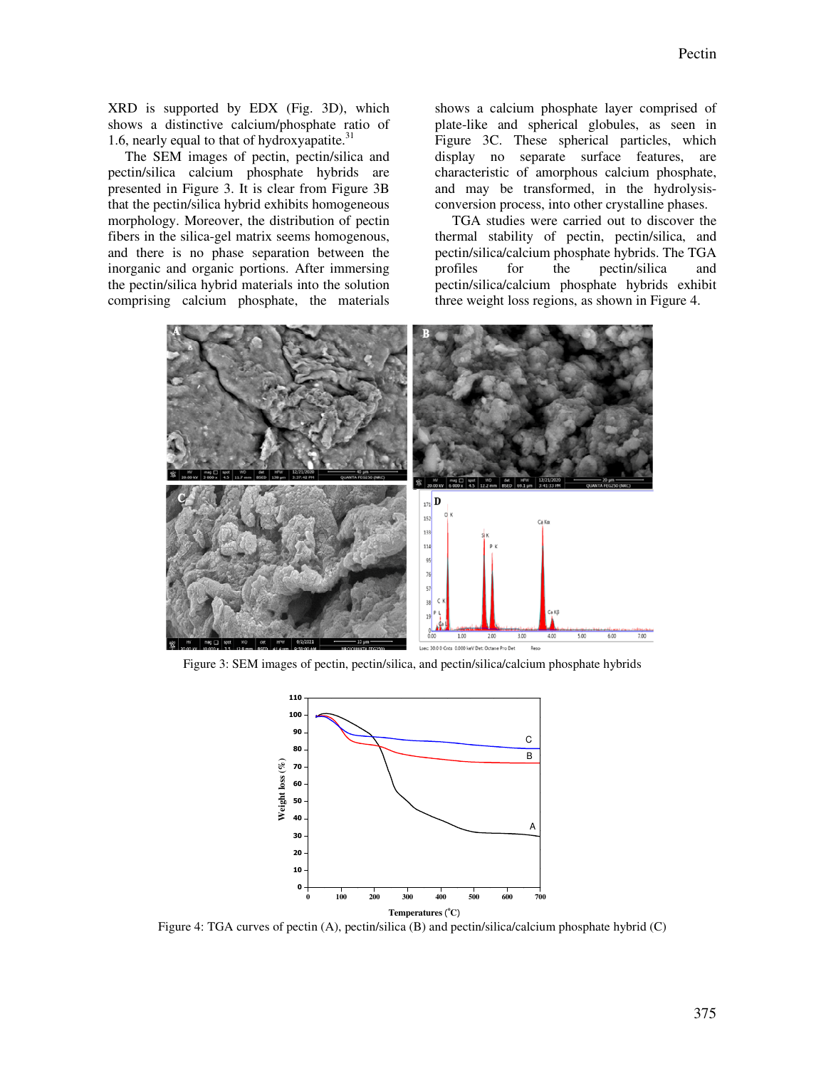XRD is supported by EDX (Fig. 3D), which shows a distinctive calcium/phosphate ratio of 1.6, nearly equal to that of hydroxyapatite.[31]

The SEM images of pectin, pectin/silica and pectin/silica calcium phosphate hybrids are presented in Figure 3. It is clear from Figure 3B that the pectin/silica hybrid exhibits homogeneous morphology. Moreover, the distribution of pectin fibers in the silica-gel matrix seems homogenous, and there is no phase separation between the inorganic and organic portions. After immersing the pectin/silica hybrid materials into the solution comprising calcium phosphate, the materials shows a calcium phosphate layer comprised of plate-like and spherical globules, as seen in Figure 3C. These spherical particles, which display no separate surface features, are characteristic of amorphous calcium phosphate, and may be transformed, in the hydrolysis-conversion process, into other crystalline phases.

TGA studies were carried out to discover the thermal stability of pectin, pectin/silica, and pectin/silica/calcium phosphate hybrids. The TGA profiles for the pectin/silica and pectin/silica/calcium phosphate hybrids exhibit three weight loss regions, as shown in Figure 4.

Figure 3: SEM images of pectin, pectin/silica, and pectin/silica/calcium phosphate hybrids

Figure 4: TGA curves of pectin (A), pectin/silica (B) and pectin/silica/calcium phosphate hybrid (C)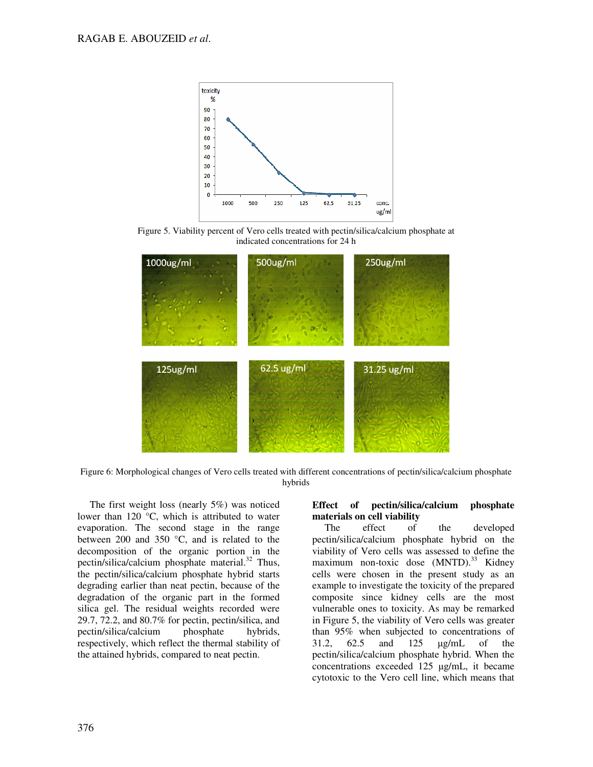Figure 5. Viability percent of Vero cells treated with pectin/silica/calcium phosphate at indicated concentrations for 24 h

Figure 6: Morphological changes of Vero cells treated with different concentrations of pectin/silica/calcium phosphate hybrids

The first weight loss (nearly 5%) was noticed lower than 120 °C, which is attributed to water evaporation. The second stage in the range between 200 and 350 °C, and is related to the decomposition of the organic portion in the pectin/silica/calcium phosphate material.[32] Thus, the pectin/silica/calcium phosphate hybrid starts degrading earlier than neat pectin, because of the degradation of the organic part in the formed silica gel. The residual weights recorded were 29.7, 72.2, and 80.7% for pectin, pectin/silica, and pectin/silica/calcium phosphate hybrids, respectively, which reflect the thermal stability of the attained hybrids, compared to neat pectin.

**Effect of pectin/silica/calcium phosphate materials on cell viability**

The effect of the developed pectin/silica/calcium phosphate hybrid on the viability of Vero cells was assessed to define the maximum non-toxic dose (MNTD).[33] Kidney cells were chosen in the present study as an example to investigate the toxicity of the prepared composite since kidney cells are the most vulnerable ones to toxicity. As may be remarked in Figure 5, the viability of Vero cells was greater than 95% when subjected to concentrations of 31.2, 62.5 and 125 μg/mL of the pectin/silica/calcium phosphate hybrid. When the concentrations exceeded 125 μg/mL, it became cytotoxic to the Vero cell line, which means that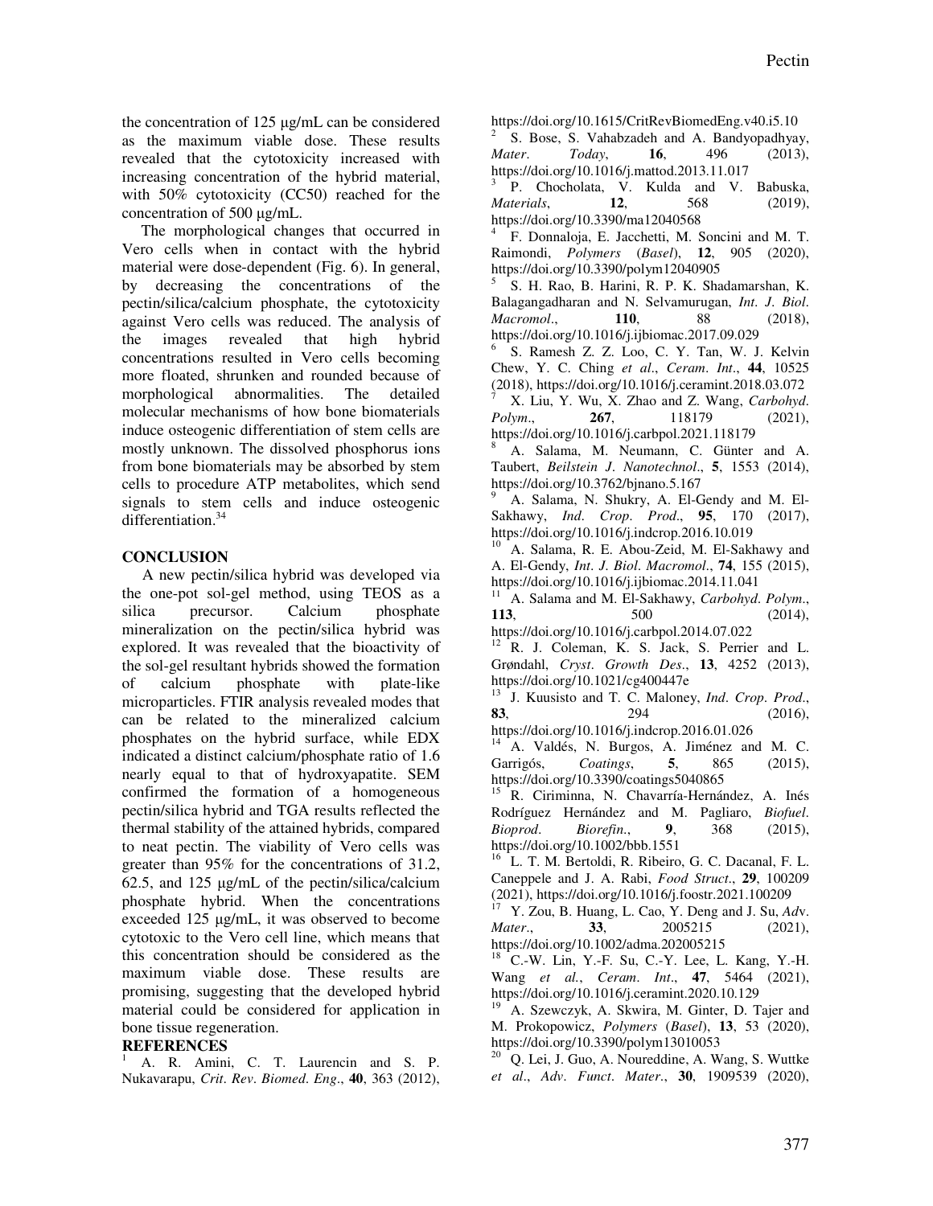the concentration of 125 µg/mL can be considered as the maximum viable dose. These results revealed that the cytotoxicity increased with increasing concentration of the hybrid material, with 50% cytotoxicity (CC50) reached for the concentration of 500 µg/mL.

The morphological changes that occurred in Vero cells when in contact with the hybrid material were dose-dependent (Fig. 6). In general, by decreasing the concentrations of the pectin/silica/calcium phosphate, the cytotoxicity against Vero cells was reduced. The analysis of the images revealed that high hybrid concentrations resulted in Vero cells becoming more floated, shrunken and rounded because of morphological abnormalities. The detailed molecular mechanisms of how bone biomaterials induce osteogenic differentiation of stem cells are mostly unknown. The dissolved phosphorus ions from bone biomaterials may be absorbed by stem cells to procedure ATP metabolites, which send signals to stem cells and induce osteogenic differentiation.[34]

## CONCLUSION

A new pectin/silica hybrid was developed via the one-pot sol-gel method, using TEOS as a silica precursor. Calcium phosphate mineralization on the pectin/silica hybrid was explored. It was revealed that the bioactivity of the sol-gel resultant hybrids showed the formation of calcium phosphate with plate-like microparticles. FTIR analysis revealed modes that can be related to the mineralized calcium phosphates on the hybrid surface, while EDX indicated a distinct calcium/phosphate ratio of 1.6 nearly equal to that of hydroxyapatite. SEM confirmed the formation of a homogeneous pectin/silica hybrid and TGA results reflected the thermal stability of the attained hybrids, compared to neat pectin. The viability of Vero cells was greater than 95% for the concentrations of 31.2, 62.5, and 125 µg/mL of the pectin/silica/calcium phosphate hybrid. When the concentrations exceeded 125 µg/mL, it was observed to become cytotoxic to the Vero cell line, which means that this concentration should be considered as the maximum viable dose. These results are promising, suggesting that the developed hybrid material could be considered for application in bone tissue regeneration.

## REFERENCES

[1] A. R. Amini, C. T. Laurencin and S. P. Nukavarapu, *Crit. Rev. Biomed. Eng.*, **40**, 363 (2012), https://doi.org/10.1615/CritRevBiomedEng.v40.i5.10

[2] S. Bose, S. Vahabzadeh and A. Bandyopadhyay, *Mater. Today*, **16**, 496 (2013), https://doi.org/10.1016/j.mattod.2013.11.017

[3] P. Chocholata, V. Kulda and V. Babuska, *Materials*, **12**, 568 (2019), https://doi.org/10.3390/ma12040568

[4] F. Donnaloja, E. Jacchetti, M. Soncini and M. T. Raimondi, *Polymers* (*Basel*), **12**, 905 (2020), https://doi.org/10.3390/polym12040905

[5] S. H. Rao, B. Harini, R. P. K. Shadamarshan, K. Balagangadharan and N. Selvamurugan, *Int. J. Biol. Macromol.*, **110**, 88 (2018), https://doi.org/10.1016/j.ijbiomac.2017.09.029

[6] S. Ramesh Z. Z. Loo, C. Y. Tan, W. J. Kelvin Chew, Y. C. Ching *et al.*, *Ceram. Int.*, **44**, 10525 (2018), https://doi.org/10.1016/j.ceramint.2018.03.072

[7] X. Liu, Y. Wu, X. Zhao and Z. Wang, *Carbohyd. Polym.*, **267**, 118179 (2021), https://doi.org/10.1016/j.carbpol.2021.118179

[8] A. Salama, M. Neumann, C. Günter and A. Taubert, *Beilstein J. Nanotechnol.*, **5**, 1553 (2014), https://doi.org/10.3762/bjnano.5.167

[9] A. Salama, N. Shukry, A. El-Gendy and M. El-Sakhawy, *Ind. Crop. Prod.*, **95**, 170 (2017), https://doi.org/10.1016/j.indcrop.2016.10.019

[10] A. Salama, R. E. Abou-Zeid, M. El-Sakhawy and A. El-Gendy, *Int. J. Biol. Macromol.*, **74**, 155 (2015), https://doi.org/10.1016/j.ijbiomac.2014.11.041

[11] A. Salama and M. El-Sakhawy, *Carbohyd. Polym.*, **113**, 500 (2014), https://doi.org/10.1016/j.carbpol.2014.07.022

[12] R. J. Coleman, K. S. Jack, S. Perrier and L. Grøndahl, *Cryst. Growth Des.*, **13**, 4252 (2013), https://doi.org/10.1021/cg400447e

[13] J. Kuusisto and T. C. Maloney, *Ind. Crop. Prod.*, **83**, 294 (2016), https://doi.org/10.1016/j.indcrop.2016.01.026

[14] A. Valdés, N. Burgos, A. Jiménez and M. C. Garrigós, *Coatings*, **5**, 865 (2015), https://doi.org/10.3390/coatings5040865

[15] R. Ciriminna, N. Chavarría-Hernández, A. Inés Rodríguez Hernández and M. Pagliaro, *Biofuel. Bioprod. Biorefin.*, **9**, 368 (2015), https://doi.org/10.1002/bbb.1551

[16] L. T. M. Bertoldi, R. Ribeiro, G. C. Dacanal, F. L. Caneppele and J. A. Rabi, *Food Struct.*, **29**, 100209 (2021), https://doi.org/10.1016/j.foostr.2021.100209

[17] Y. Zou, B. Huang, L. Cao, Y. Deng and J. Su, *Adv. Mater.*, **33**, 2005215 (2021), https://doi.org/10.1002/adma.202005215

[18] C.-W. Lin, Y.-F. Su, C.-Y. Lee, L. Kang, Y.-H. Wang *et al.*, *Ceram. Int.*, **47**, 5464 (2021), https://doi.org/10.1016/j.ceramint.2020.10.129

[19] A. Szewczyk, A. Skwira, M. Ginter, D. Tajer and M. Prokopowicz, *Polymers* (*Basel*), **13**, 53 (2020), https://doi.org/10.3390/polym13010053

[20] Q. Lei, J. Guo, A. Noureddine, A. Wang, S. Wuttke *et al.*, *Adv. Funct. Mater.*, **30**, 1909539 (2020),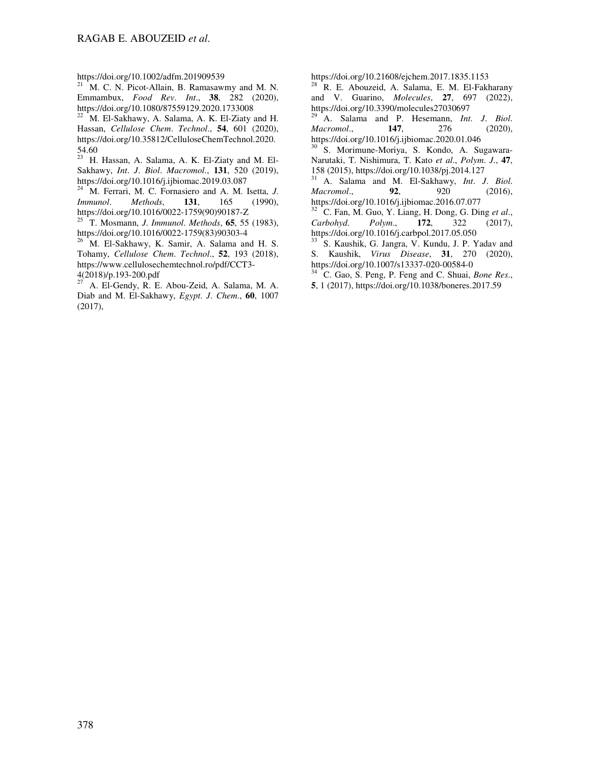https://doi.org/10.1002/adfm.201909539

[21] M. C. N. Picot-Allain, B. Ramasawmy and M. N. Emmambux, *Food Rev. Int.*, **38**, 282 (2020), https://doi.org/10.1080/87559129.2020.1733008

[22] M. El-Sakhawy, A. Salama, A. K. El-Ziaty and H. Hassan, *Cellulose Chem. Technol.*, **54**, 601 (2020), https://doi.org/10.35812/CelluloseChemTechnol.2020.54.60

[23] H. Hassan, A. Salama, A. K. El-Ziaty and M. El-Sakhawy, *Int. J. Biol. Macromol.*, **131**, 520 (2019), https://doi.org/10.1016/j.ijbiomac.2019.03.087

[24] M. Ferrari, M. C. Fornasiero and A. M. Isetta, *J. Immunol. Methods*, **131**, 165 (1990), https://doi.org/10.1016/0022-1759(90)90187-Z

[25] T. Mosmann, *J. Immunol. Methods*, **65**, 55 (1983), https://doi.org/10.1016/0022-1759(83)90303-4

[26] M. El-Sakhawy, K. Samir, A. Salama and H. S. Tohamy, *Cellulose Chem. Technol.*, **52**, 193 (2018), https://www.cellulosechemtechnol.ro/pdf/CCT3-4(2018)/p.193-200.pdf

[27] A. El-Gendy, R. E. Abou-Zeid, A. Salama, M. A. Diab and M. El-Sakhawy, *Egypt. J. Chem.*, **60**, 1007 (2017), https://doi.org/10.21608/ejchem.2017.1835.1153

[28] R. E. Abouzeid, A. Salama, E. M. El-Fakharany and V. Guarino, *Molecules*, **27**, 697 (2022), https://doi.org/10.3390/molecules27030697

[29] A. Salama and P. Hesemann, *Int. J. Biol. Macromol.*, **147**, 276 (2020), https://doi.org/10.1016/j.ijbiomac.2020.01.046

[30] S. Morimune-Moriya, S. Kondo, A. Sugawara-Narutaki, T. Nishimura, T. Kato *et al.*, *Polym. J.*, **47**, 158 (2015), https://doi.org/10.1038/pj.2014.127

[31] A. Salama and M. El-Sakhawy, *Int. J. Biol. Macromol.*, **92**, 920 (2016), https://doi.org/10.1016/j.ijbiomac.2016.07.077

[32] C. Fan, M. Guo, Y. Liang, H. Dong, G. Ding *et al.*, *Carbohyd. Polym.*, **172**, 322 (2017), https://doi.org/10.1016/j.carbpol.2017.05.050

[33] S. Kaushik, G. Jangra, V. Kundu, J. P. Yadav and S. Kaushik, *Virus Disease*, **31**, 270 (2020), https://doi.org/10.1007/s13337-020-00584-0

[34] C. Gao, S. Peng, P. Feng and C. Shuai, *Bone Res.*, **5**, 1 (2017), https://doi.org/10.1038/boneres.2017.59